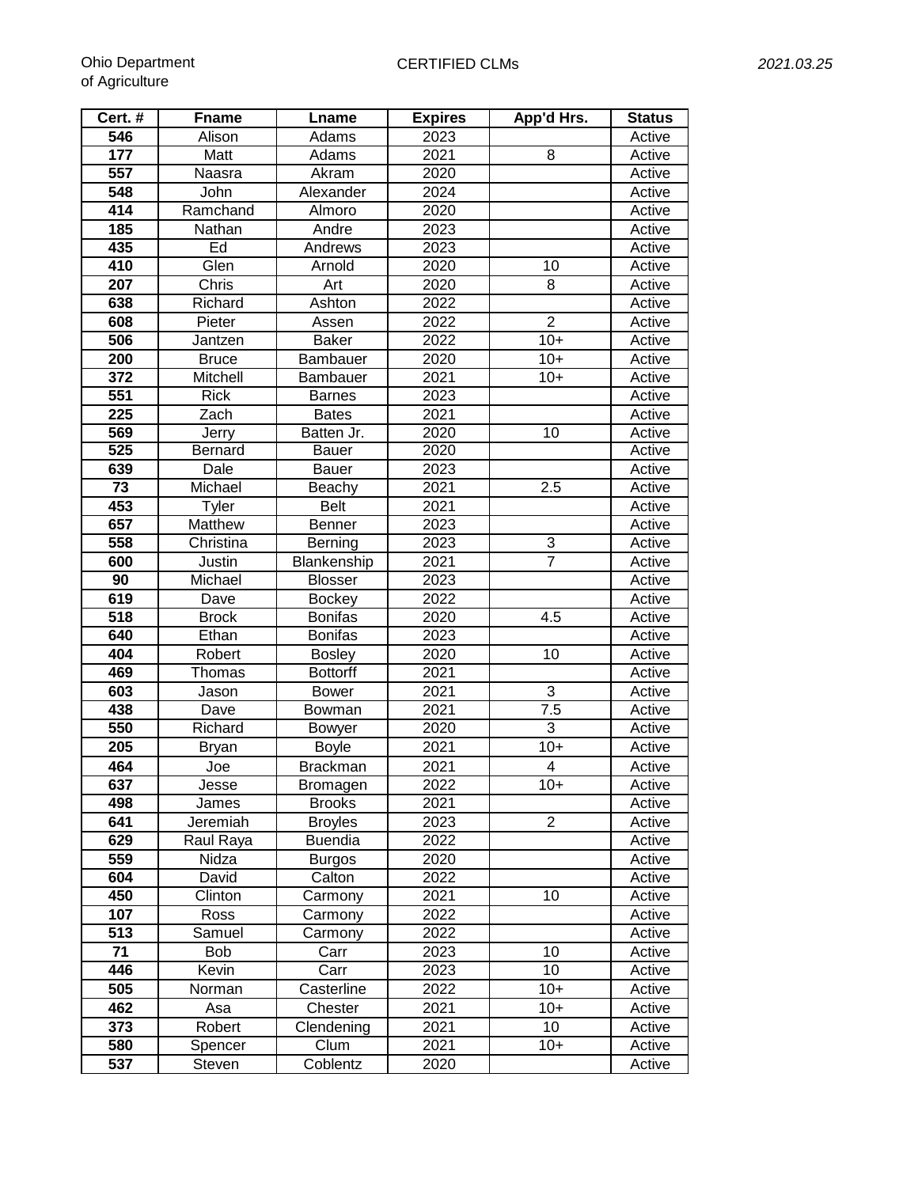Ohio Department of Agriculture

CERTIFIED CLMs

*2021.03.25*

| Cert. # | Fname | Lname | Expires | App'd Hrs. | Status |
|---|---|---|---|---|---|
| 546 | Alison | Adams | 2023 | | Active |
| 177 | Matt | Adams | 2021 | 8 | Active |
| 557 | Naasra | Akram | 2020 | | Active |
| 548 | John | Alexander | 2024 | | Active |
| 414 | Ramchand | Almoro | 2020 | | Active |
| 185 | Nathan | Andre | 2023 | | Active |
| 435 | Ed | Andrews | 2023 | | Active |
| 410 | Glen | Arnold | 2020 | 10 | Active |
| 207 | Chris | Art | 2020 | 8 | Active |
| 638 | Richard | Ashton | 2022 | | Active |
| 608 | Pieter | Assen | 2022 | 2 | Active |
| 506 | Jantzen | Baker | 2022 | 10+ | Active |
| 200 | Bruce | Bambauer | 2020 | 10+ | Active |
| 372 | Mitchell | Bambauer | 2021 | 10+ | Active |
| 551 | Rick | Barnes | 2023 | | Active |
| 225 | Zach | Bates | 2021 | | Active |
| 569 | Jerry | Batten Jr. | 2020 | 10 | Active |
| 525 | Bernard | Bauer | 2020 | | Active |
| 639 | Dale | Bauer | 2023 | | Active |
| 73 | Michael | Beachy | 2021 | 2.5 | Active |
| 453 | Tyler | Belt | 2021 | | Active |
| 657 | Matthew | Benner | 2023 | | Active |
| 558 | Christina | Berning | 2023 | 3 | Active |
| 600 | Justin | Blankenship | 2021 | 7 | Active |
| 90 | Michael | Blosser | 2023 | | Active |
| 619 | Dave | Bockey | 2022 | | Active |
| 518 | Brock | Bonifas | 2020 | 4.5 | Active |
| 640 | Ethan | Bonifas | 2023 | | Active |
| 404 | Robert | Bosley | 2020 | 10 | Active |
| 469 | Thomas | Bottorff | 2021 | | Active |
| 603 | Jason | Bower | 2021 | 3 | Active |
| 438 | Dave | Bowman | 2021 | 7.5 | Active |
| 550 | Richard | Bowyer | 2020 | 3 | Active |
| 205 | Bryan | Boyle | 2021 | 10+ | Active |
| 464 | Joe | Brackman | 2021 | 4 | Active |
| 637 | Jesse | Bromagen | 2022 | 10+ | Active |
| 498 | James | Brooks | 2021 | | Active |
| 641 | Jeremiah | Broyles | 2023 | 2 | Active |
| 629 | Raul Raya | Buendia | 2022 | | Active |
| 559 | Nidza | Burgos | 2020 | | Active |
| 604 | David | Calton | 2022 | | Active |
| 450 | Clinton | Carmony | 2021 | 10 | Active |
| 107 | Ross | Carmony | 2022 | | Active |
| 513 | Samuel | Carmony | 2022 | | Active |
| 71 | Bob | Carr | 2023 | 10 | Active |
| 446 | Kevin | Carr | 2023 | 10 | Active |
| 505 | Norman | Casterline | 2022 | 10+ | Active |
| 462 | Asa | Chester | 2021 | 10+ | Active |
| 373 | Robert | Clendening | 2021 | 10 | Active |
| 580 | Spencer | Clum | 2021 | 10+ | Active |
| 537 | Steven | Coblentz | 2020 | | Active |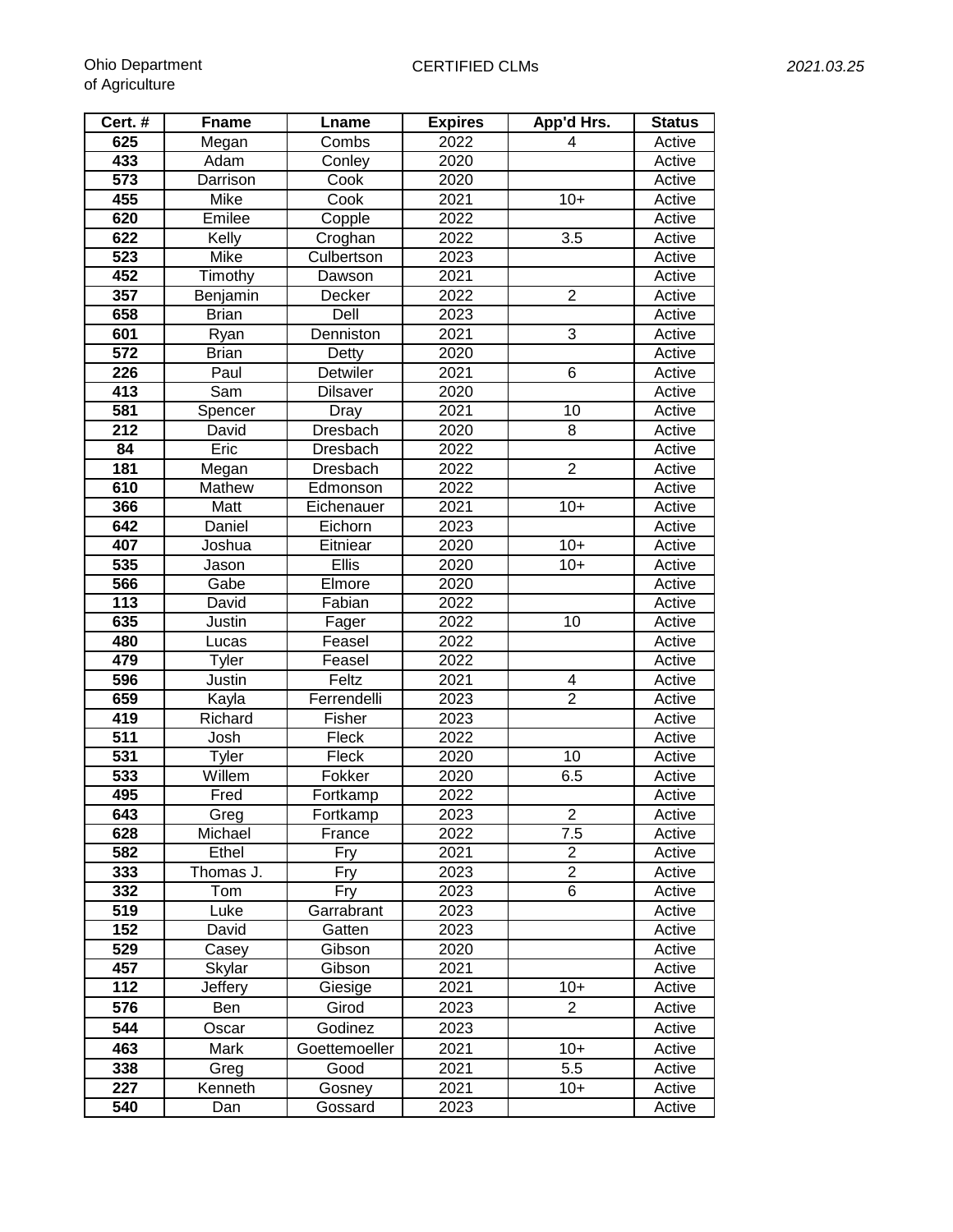| Cert. # | Fname | Lname | Expires | App'd Hrs. | Status |
|---|---|---|---|---|---|
| 625 | Megan | Combs | 2022 | 4 | Active |
| 433 | Adam | Conley | 2020 | | Active |
| 573 | Darrison | Cook | 2020 | | Active |
| 455 | Mike | Cook | 2021 | 10+ | Active |
| 620 | Emilee | Copple | 2022 | | Active |
| 622 | Kelly | Croghan | 2022 | 3.5 | Active |
| 523 | Mike | Culbertson | 2023 | | Active |
| 452 | Timothy | Dawson | 2021 | | Active |
| 357 | Benjamin | Decker | 2022 | 2 | Active |
| 658 | Brian | Dell | 2023 | | Active |
| 601 | Ryan | Denniston | 2021 | 3 | Active |
| 572 | Brian | Detty | 2020 | | Active |
| 226 | Paul | Detwiler | 2021 | 6 | Active |
| 413 | Sam | Dilsaver | 2020 | | Active |
| 581 | Spencer | Dray | 2021 | 10 | Active |
| 212 | David | Dresbach | 2020 | 8 | Active |
| 84 | Eric | Dresbach | 2022 | | Active |
| 181 | Megan | Dresbach | 2022 | 2 | Active |
| 610 | Mathew | Edmonson | 2022 | | Active |
| 366 | Matt | Eichenauer | 2021 | 10+ | Active |
| 642 | Daniel | Eichorn | 2023 | | Active |
| 407 | Joshua | Eitniear | 2020 | 10+ | Active |
| 535 | Jason | Ellis | 2020 | 10+ | Active |
| 566 | Gabe | Elmore | 2020 | | Active |
| 113 | David | Fabian | 2022 | | Active |
| 635 | Justin | Fager | 2022 | 10 | Active |
| 480 | Lucas | Feasel | 2022 | | Active |
| 479 | Tyler | Feasel | 2022 | | Active |
| 596 | Justin | Feltz | 2021 | 4 | Active |
| 659 | Kayla | Ferrendelli | 2023 | 2 | Active |
| 419 | Richard | Fisher | 2023 | | Active |
| 511 | Josh | Fleck | 2022 | | Active |
| 531 | Tyler | Fleck | 2020 | 10 | Active |
| 533 | Willem | Fokker | 2020 | 6.5 | Active |
| 495 | Fred | Fortkamp | 2022 | | Active |
| 643 | Greg | Fortkamp | 2023 | 2 | Active |
| 628 | Michael | France | 2022 | 7.5 | Active |
| 582 | Ethel | Fry | 2021 | 2 | Active |
| 333 | Thomas J. | Fry | 2023 | 2 | Active |
| 332 | Tom | Fry | 2023 | 6 | Active |
| 519 | Luke | Garrabrant | 2023 | | Active |
| 152 | David | Gatten | 2023 | | Active |
| 529 | Casey | Gibson | 2020 | | Active |
| 457 | Skylar | Gibson | 2021 | | Active |
| 112 | Jeffery | Giesige | 2021 | 10+ | Active |
| 576 | Ben | Girod | 2023 | 2 | Active |
| 544 | Oscar | Godinez | 2023 | | Active |
| 463 | Mark | Goettemoeller | 2021 | 10+ | Active |
| 338 | Greg | Good | 2021 | 5.5 | Active |
| 227 | Kenneth | Gosney | 2021 | 10+ | Active |
| 540 | Dan | Gossard | 2023 | | Active |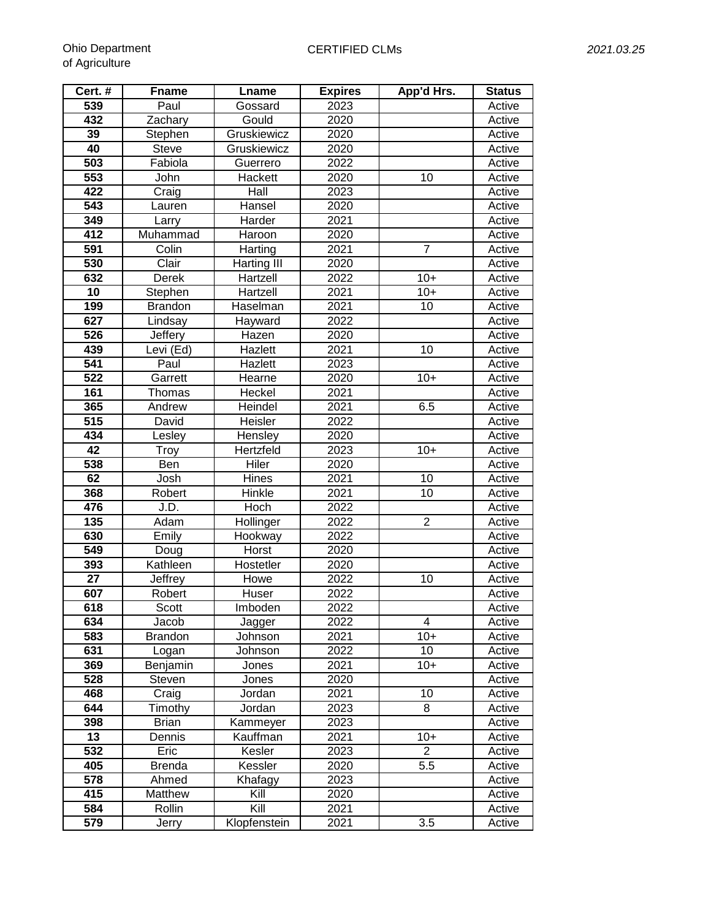| Cert. # | Fname | Lname | Expires | App'd Hrs. | Status |
|---|---|---|---|---|---|
| 539 | Paul | Gossard | 2023 | | Active |
| 432 | Zachary | Gould | 2020 | | Active |
| 39 | Stephen | Gruskiewicz | 2020 | | Active |
| 40 | Steve | Gruskiewicz | 2020 | | Active |
| 503 | Fabiola | Guerrero | 2022 | | Active |
| 553 | John | Hackett | 2020 | 10 | Active |
| 422 | Craig | Hall | 2023 | | Active |
| 543 | Lauren | Hansel | 2020 | | Active |
| 349 | Larry | Harder | 2021 | | Active |
| 412 | Muhammad | Haroon | 2020 | | Active |
| 591 | Colin | Harting | 2021 | 7 | Active |
| 530 | Clair | Harting III | 2020 | | Active |
| 632 | Derek | Hartzell | 2022 | 10+ | Active |
| 10 | Stephen | Hartzell | 2021 | 10+ | Active |
| 199 | Brandon | Haselman | 2021 | 10 | Active |
| 627 | Lindsay | Hayward | 2022 | | Active |
| 526 | Jeffery | Hazen | 2020 | | Active |
| 439 | Levi (Ed) | Hazlett | 2021 | 10 | Active |
| 541 | Paul | Hazlett | 2023 | | Active |
| 522 | Garrett | Hearne | 2020 | 10+ | Active |
| 161 | Thomas | Heckel | 2021 | | Active |
| 365 | Andrew | Heindel | 2021 | 6.5 | Active |
| 515 | David | Heisler | 2022 | | Active |
| 434 | Lesley | Hensley | 2020 | | Active |
| 42 | Troy | Hertzfeld | 2023 | 10+ | Active |
| 538 | Ben | Hiler | 2020 | | Active |
| 62 | Josh | Hines | 2021 | 10 | Active |
| 368 | Robert | Hinkle | 2021 | 10 | Active |
| 476 | J.D. | Hoch | 2022 | | Active |
| 135 | Adam | Hollinger | 2022 | 2 | Active |
| 630 | Emily | Hookway | 2022 | | Active |
| 549 | Doug | Horst | 2020 | | Active |
| 393 | Kathleen | Hostetler | 2020 | | Active |
| 27 | Jeffrey | Howe | 2022 | 10 | Active |
| 607 | Robert | Huser | 2022 | | Active |
| 618 | Scott | Imboden | 2022 | | Active |
| 634 | Jacob | Jagger | 2022 | 4 | Active |
| 583 | Brandon | Johnson | 2021 | 10+ | Active |
| 631 | Logan | Johnson | 2022 | 10 | Active |
| 369 | Benjamin | Jones | 2021 | 10+ | Active |
| 528 | Steven | Jones | 2020 | | Active |
| 468 | Craig | Jordan | 2021 | 10 | Active |
| 644 | Timothy | Jordan | 2023 | 8 | Active |
| 398 | Brian | Kammeyer | 2023 | | Active |
| 13 | Dennis | Kauffman | 2021 | 10+ | Active |
| 532 | Eric | Kesler | 2023 | 2 | Active |
| 405 | Brenda | Kessler | 2020 | 5.5 | Active |
| 578 | Ahmed | Khafagy | 2023 | | Active |
| 415 | Matthew | Kill | 2020 | | Active |
| 584 | Rollin | Kill | 2021 | | Active |
| 579 | Jerry | Klopfenstein | 2021 | 3.5 | Active |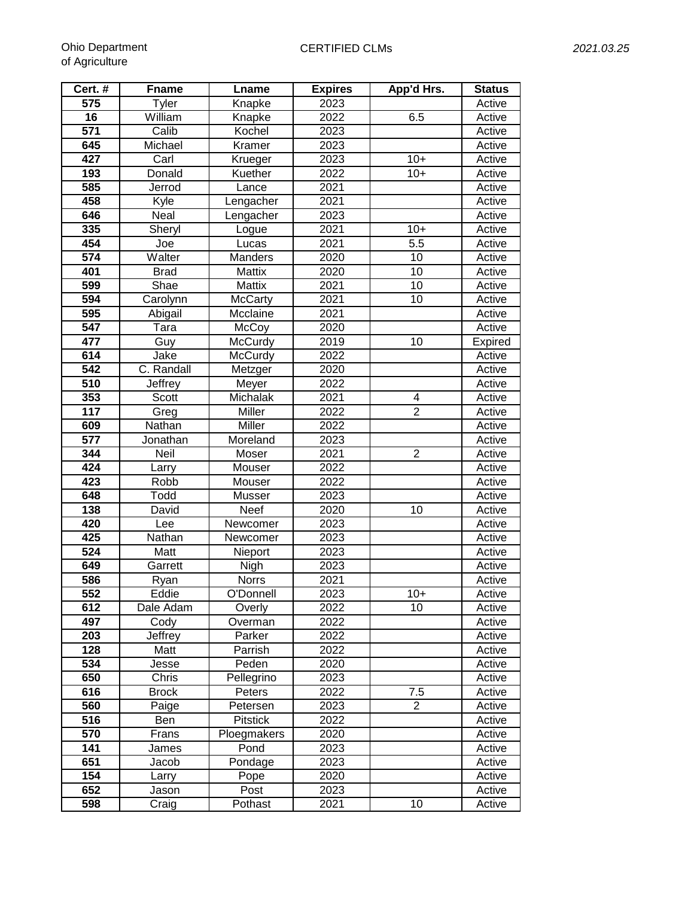| Cert. # | Fname | Lname | Expires | App'd Hrs. | Status |
|---|---|---|---|---|---|
| 575 | Tyler | Knapke | 2023 | | Active |
| 16 | William | Knapke | 2022 | 6.5 | Active |
| 571 | Calib | Kochel | 2023 | | Active |
| 645 | Michael | Kramer | 2023 | | Active |
| 427 | Carl | Krueger | 2023 | 10+ | Active |
| 193 | Donald | Kuether | 2022 | 10+ | Active |
| 585 | Jerrod | Lance | 2021 | | Active |
| 458 | Kyle | Lengacher | 2021 | | Active |
| 646 | Neal | Lengacher | 2023 | | Active |
| 335 | Sheryl | Logue | 2021 | 10+ | Active |
| 454 | Joe | Lucas | 2021 | 5.5 | Active |
| 574 | Walter | Manders | 2020 | 10 | Active |
| 401 | Brad | Mattix | 2020 | 10 | Active |
| 599 | Shae | Mattix | 2021 | 10 | Active |
| 594 | Carolynn | McCarty | 2021 | 10 | Active |
| 595 | Abigail | Mcclaine | 2021 | | Active |
| 547 | Tara | McCoy | 2020 | | Active |
| 477 | Guy | McCurdy | 2019 | 10 | Expired |
| 614 | Jake | McCurdy | 2022 | | Active |
| 542 | C. Randall | Metzger | 2020 | | Active |
| 510 | Jeffrey | Meyer | 2022 | | Active |
| 353 | Scott | Michalak | 2021 | 4 | Active |
| 117 | Greg | Miller | 2022 | 2 | Active |
| 609 | Nathan | Miller | 2022 | | Active |
| 577 | Jonathan | Moreland | 2023 | | Active |
| 344 | Neil | Moser | 2021 | 2 | Active |
| 424 | Larry | Mouser | 2022 | | Active |
| 423 | Robb | Mouser | 2022 | | Active |
| 648 | Todd | Musser | 2023 | | Active |
| 138 | David | Neef | 2020 | 10 | Active |
| 420 | Lee | Newcomer | 2023 | | Active |
| 425 | Nathan | Newcomer | 2023 | | Active |
| 524 | Matt | Nieport | 2023 | | Active |
| 649 | Garrett | Nigh | 2023 | | Active |
| 586 | Ryan | Norrs | 2021 | | Active |
| 552 | Eddie | O'Donnell | 2023 | 10+ | Active |
| 612 | Dale Adam | Overly | 2022 | 10 | Active |
| 497 | Cody | Overman | 2022 | | Active |
| 203 | Jeffrey | Parker | 2022 | | Active |
| 128 | Matt | Parrish | 2022 | | Active |
| 534 | Jesse | Peden | 2020 | | Active |
| 650 | Chris | Pellegrino | 2023 | | Active |
| 616 | Brock | Peters | 2022 | 7.5 | Active |
| 560 | Paige | Petersen | 2023 | 2 | Active |
| 516 | Ben | Pitstick | 2022 | | Active |
| 570 | Frans | Ploegmakers | 2020 | | Active |
| 141 | James | Pond | 2023 | | Active |
| 651 | Jacob | Pondage | 2023 | | Active |
| 154 | Larry | Pope | 2020 | | Active |
| 652 | Jason | Post | 2023 | | Active |
| 598 | Craig | Pothast | 2021 | 10 | Active |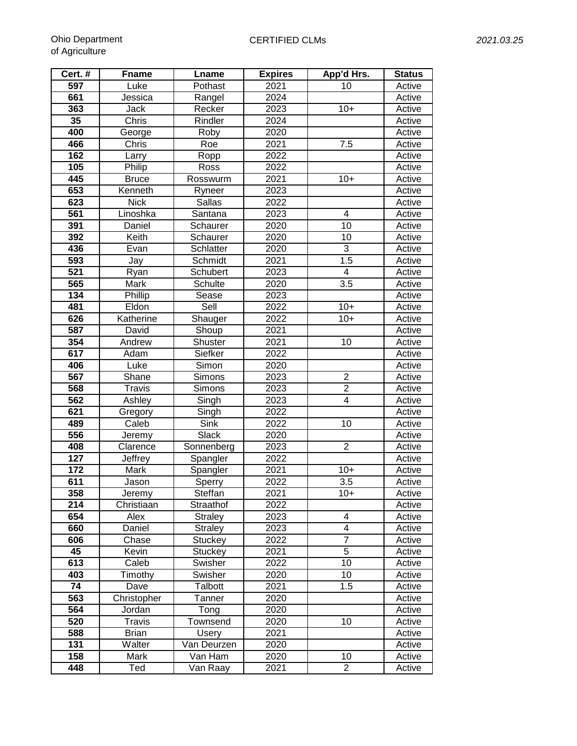| Cert. # | Fname | Lname | Expires | App'd Hrs. | Status |
|---|---|---|---|---|---|
| 597 | Luke | Pothast | 2021 | 10 | Active |
| 661 | Jessica | Rangel | 2024 | | Active |
| 363 | Jack | Recker | 2023 | 10+ | Active |
| 35 | Chris | Rindler | 2024 | | Active |
| 400 | George | Roby | 2020 | | Active |
| 466 | Chris | Roe | 2021 | 7.5 | Active |
| 162 | Larry | Ropp | 2022 | | Active |
| 105 | Philip | Ross | 2022 | | Active |
| 445 | Bruce | Rosswurm | 2021 | 10+ | Active |
| 653 | Kenneth | Ryneer | 2023 | | Active |
| 623 | Nick | Sallas | 2022 | | Active |
| 561 | Linoshka | Santana | 2023 | 4 | Active |
| 391 | Daniel | Schaurer | 2020 | 10 | Active |
| 392 | Keith | Schaurer | 2020 | 10 | Active |
| 436 | Evan | Schlatter | 2020 | 3 | Active |
| 593 | Jay | Schmidt | 2021 | 1.5 | Active |
| 521 | Ryan | Schubert | 2023 | 4 | Active |
| 565 | Mark | Schulte | 2020 | 3.5 | Active |
| 134 | Phillip | Sease | 2023 | | Active |
| 481 | Eldon | Sell | 2022 | 10+ | Active |
| 626 | Katherine | Shauger | 2022 | 10+ | Active |
| 587 | David | Shoup | 2021 | | Active |
| 354 | Andrew | Shuster | 2021 | 10 | Active |
| 617 | Adam | Siefker | 2022 | | Active |
| 406 | Luke | Simon | 2020 | | Active |
| 567 | Shane | Simons | 2023 | 2 | Active |
| 568 | Travis | Simons | 2023 | 2 | Active |
| 562 | Ashley | Singh | 2023 | 4 | Active |
| 621 | Gregory | Singh | 2022 | | Active |
| 489 | Caleb | Sink | 2022 | 10 | Active |
| 556 | Jeremy | Slack | 2020 | | Active |
| 408 | Clarence | Sonnenberg | 2023 | 2 | Active |
| 127 | Jeffrey | Spangler | 2022 | | Active |
| 172 | Mark | Spangler | 2021 | 10+ | Active |
| 611 | Jason | Sperry | 2022 | 3.5 | Active |
| 358 | Jeremy | Steffan | 2021 | 10+ | Active |
| 214 | Christiaan | Straathof | 2022 | | Active |
| 654 | Alex | Straley | 2023 | 4 | Active |
| 660 | Daniel | Straley | 2023 | 4 | Active |
| 606 | Chase | Stuckey | 2022 | 7 | Active |
| 45 | Kevin | Stuckey | 2021 | 5 | Active |
| 613 | Caleb | Swisher | 2022 | 10 | Active |
| 403 | Timothy | Swisher | 2020 | 10 | Active |
| 74 | Dave | Talbott | 2021 | 1.5 | Active |
| 563 | Christopher | Tanner | 2020 | | Active |
| 564 | Jordan | Tong | 2020 | | Active |
| 520 | Travis | Townsend | 2020 | 10 | Active |
| 588 | Brian | Usery | 2021 | | Active |
| 131 | Walter | Van Deurzen | 2020 | | Active |
| 158 | Mark | Van Ham | 2020 | 10 | Active |
| 448 | Ted | Van Raay | 2021 | 2 | Active |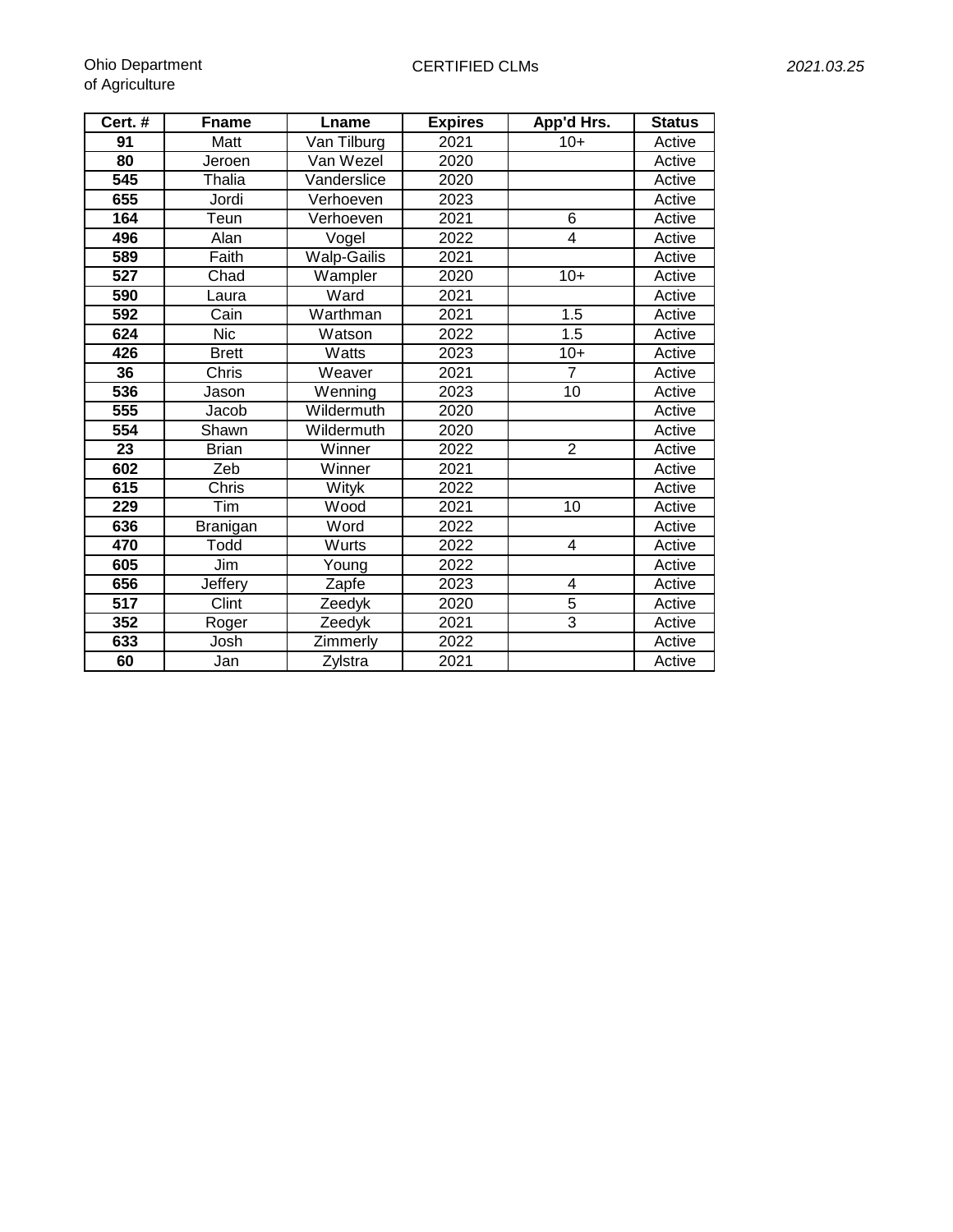Ohio Department of Agriculture

CERTIFIED CLMs

*2021.03.25*

| Cert. # | Fname | Lname | Expires | App'd Hrs. | Status |
|---|---|---|---|---|---|
| **91** | Matt | Van Tilburg | 2021 | 10+ | Active |
| **80** | Jeroen | Van Wezel | 2020 | | Active |
| **545** | Thalia | Vanderslice | 2020 | | Active |
| **655** | Jordi | Verhoeven | 2023 | | Active |
| **164** | Teun | Verhoeven | 2021 | 6 | Active |
| **496** | Alan | Vogel | 2022 | 4 | Active |
| **589** | Faith | Walp-Gailis | 2021 | | Active |
| **527** | Chad | Wampler | 2020 | 10+ | Active |
| **590** | Laura | Ward | 2021 | | Active |
| **592** | Cain | Warthman | 2021 | 1.5 | Active |
| **624** | Nic | Watson | 2022 | 1.5 | Active |
| **426** | Brett | Watts | 2023 | 10+ | Active |
| **36** | Chris | Weaver | 2021 | 7 | Active |
| **536** | Jason | Wenning | 2023 | 10 | Active |
| **555** | Jacob | Wildermuth | 2020 | | Active |
| **554** | Shawn | Wildermuth | 2020 | | Active |
| **23** | Brian | Winner | 2022 | 2 | Active |
| **602** | Zeb | Winner | 2021 | | Active |
| **615** | Chris | Wityk | 2022 | | Active |
| **229** | Tim | Wood | 2021 | 10 | Active |
| **636** | Branigan | Word | 2022 | | Active |
| **470** | Todd | Wurts | 2022 | 4 | Active |
| **605** | Jim | Young | 2022 | | Active |
| **656** | Jeffery | Zapfe | 2023 | 4 | Active |
| **517** | Clint | Zeedyk | 2020 | 5 | Active |
| **352** | Roger | Zeedyk | 2021 | 3 | Active |
| **633** | Josh | Zimmerly | 2022 | | Active |
| **60** | Jan | Zylstra | 2021 | | Active |